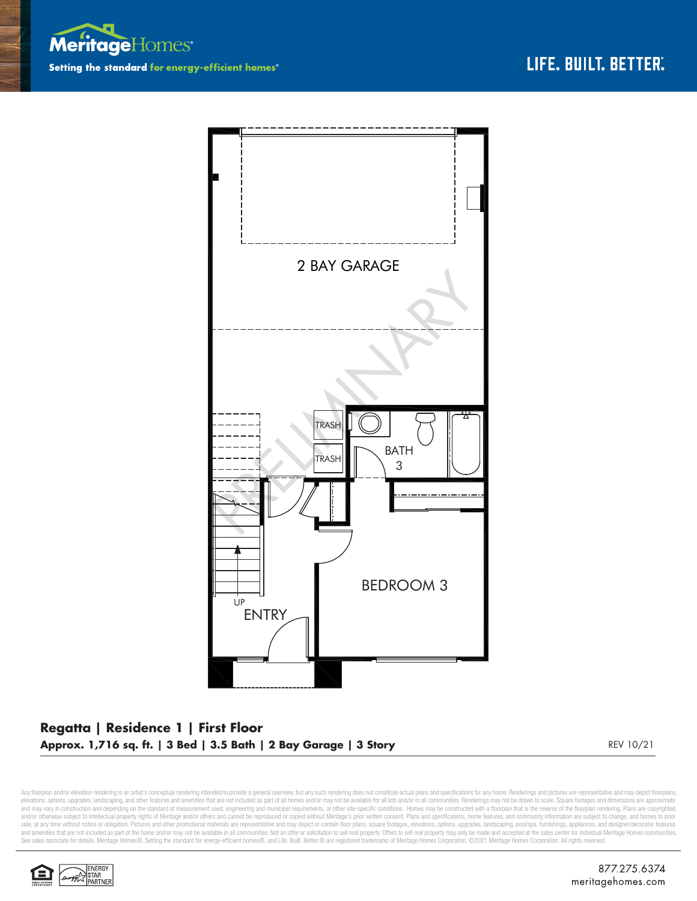MeritageHomes

Setting the standard for energy-efficient homes®

LIFE. BUILT. BETTER.

2 BAY GARAGE

PRELIMINARY

TRASH

TRASH

BATH 3

BEDROOM 3

UP

ENTRY

## Regatta | Residence 1 | First Floor

**Approx. 1,716 sq. ft. | 3 Bed | 3.5 Bath | 2 Bay Garage | 3 Story**

REV 10/21

Any floorplan and/or elevation rendering is an artist's conceptual rendering intended to provide a general overview, but any such rendering does not constitute actual plans and specifications for any home. Renderings and pictures are representative and may depict floorplans, elevations, options, upgrades, landscaping, and other features and amenities that are not included as part of all homes and/or may not be available for all lots and/or in all communities. Renderings may not be drawn to scale. Square footages and dimensions are approximate and may vary in construction and depending on the standard of measurement used, engineering and municipal requirements, or other site-specific conditions. Homes may be constructed with a floorplan that is the reverse of the floorplan rendering. Plans are copyrighted and/or otherwise subject to intellectual property rights of Meritage and/or others and cannot be reproduced or copied without Meritage's prior written consent. Plans and specifications, home features, and community information are subject to change, and homes to prior sale, at any time without notice or obligation. Pictures and other promotional materials are representative and may depict or contain floor plans, square footages, elevations, options, upgrades, landscaping, pool/spa, furnishings, appliances, and designer/decorator features and amenities that are not included as part of the home and/or may not be available in all communities. Not an offer or solicitation to sell real property. Offers to sell real property may only be made and accepted at the sales center for individual Meritage Homes communities. See sales associate for details. Meritage Homes®, Setting the standard for energy-efficient homes®, and Life. Built. Better.® are registered trademarks of Meritage Homes Corporation. ©2021 Meritage Homes Corporation. All rights reserved.

ENERGY STAR PARTNER

877.275.6374
meritagehomes.com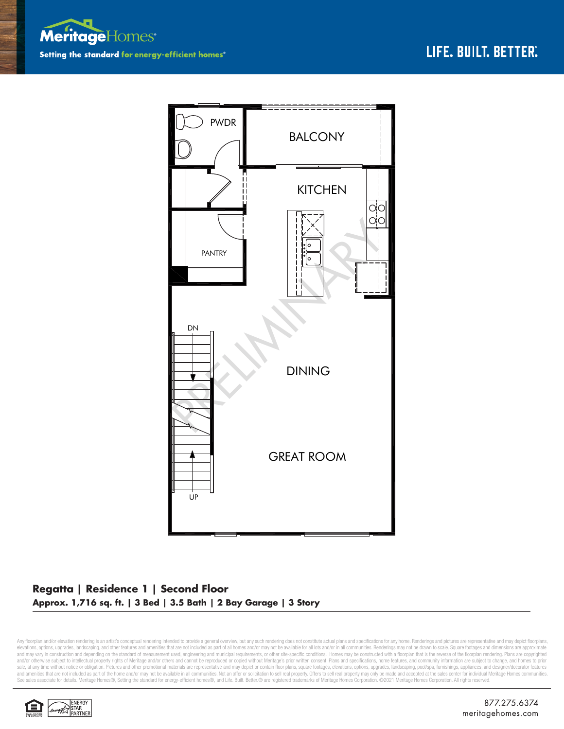MeritageHomes®

Setting the standard for energy-efficient homes®

LIFE. BUILT. BETTER.®

PWDR

BALCONY

KITCHEN

PANTRY

DN

DINING

GREAT ROOM

UP

PRELIMINARY

## Regatta | Residence 1 | Second Floor

**Approx. 1,716 sq. ft. | 3 Bed | 3.5 Bath | 2 Bay Garage | 3 Story**

Any floorplan and/or elevation rendering is an artist's conceptual rendering intended to provide a general overview, but any such rendering does not constitute actual plans and specifications for any home. Renderings and pictures are representative and may depict floorplans, elevations, options, upgrades, landscaping, and other features and amenities that are not included as part of all homes and/or may not be available for all lots and/or in all communities. Renderings may not be drawn to scale. Square footages and dimensions are approximate and may vary in construction and depending on the standard of measurement used, engineering and municipal requirements, or other site-specific conditions. Homes may be constructed with a floorplan that is the reverse of the floorplan rendering. Plans are copyrighted and/or otherwise subject to intellectual property rights of Meritage and/or others and cannot be reproduced or copied without Meritage's prior written consent. Plans and specifications, home features, and community information are subject to change, and homes to prior sale, at any time without notice or obligation. Pictures and other promotional materials are representative and may depict or contain floor plans, square footages, elevations, options, upgrades, landscaping, pool/spa, furnishings, appliances, and designer/decorator features and amenities that are not included as part of the home and/or may not be available in all communities. Not an offer or solicitation to sell real property. Offers to sell real property may only be made and accepted at the sales center for individual Meritage Homes communities. See sales associate for details. Meritage Homes®, Setting the standard for energy-efficient homes®, and Life. Built. Better.® are registered trademarks of Meritage Homes Corporation. ©2021 Meritage Homes Corporation. All rights reserved.

ENERGY STAR PARTNER

877.275.6374
meritagehomes.com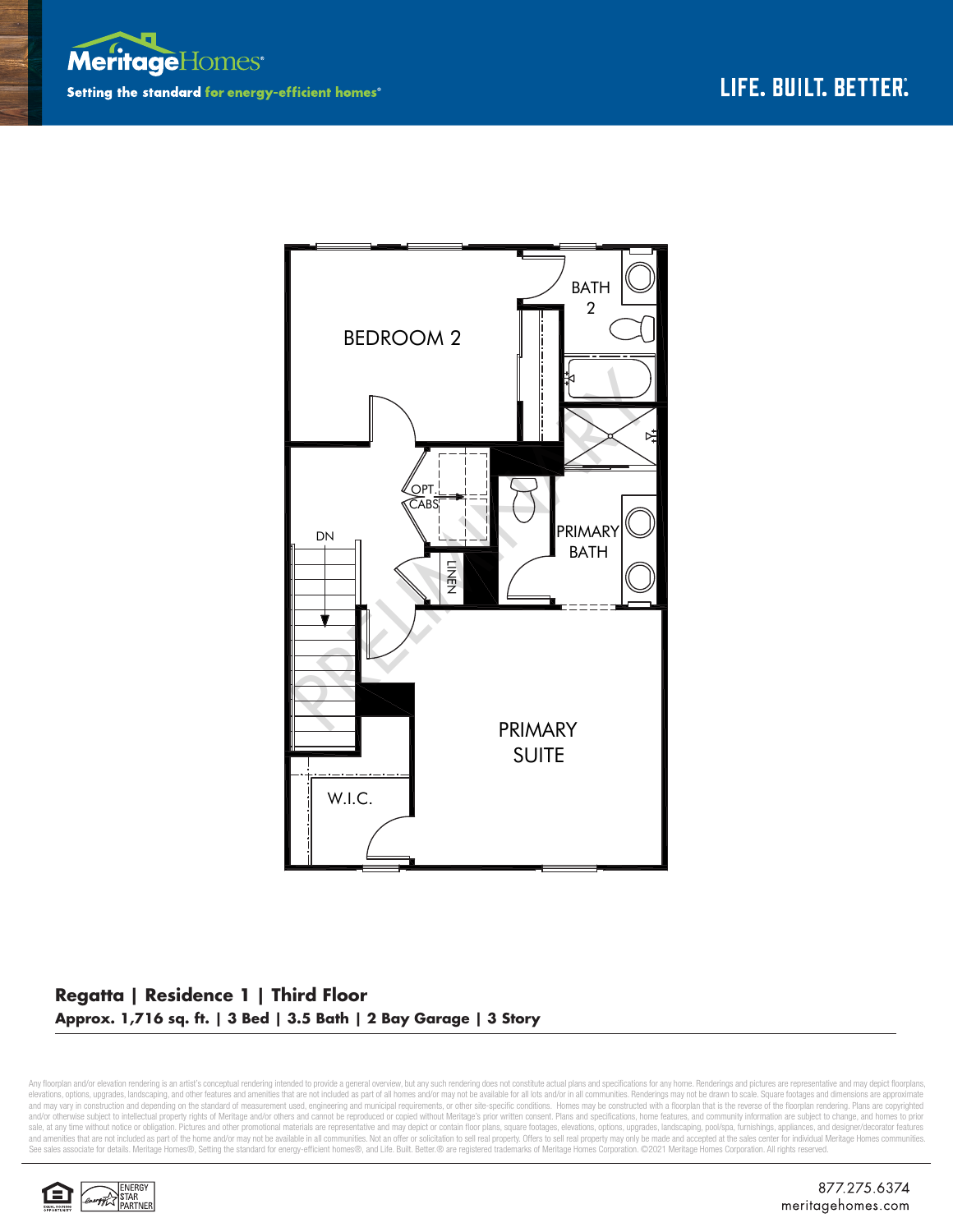Setting the standard for energy-efficient homes®

LIFE. BUILT. BETTER.®

BEDROOM 2

BATH 2

OPT. CABS

DN

LINEN

PRIMARY BATH

PRIMARY SUITE

W.I.C.

PRELIMINARY

**Regatta | Residence 1 | Third Floor**

**Approx. 1,716 sq. ft. | 3 Bed | 3.5 Bath | 2 Bay Garage | 3 Story**

Any floorplan and/or elevation rendering is an artist's conceptual rendering intended to provide a general overview, but any such rendering does not constitute actual plans and specifications for any home. Renderings and pictures are representative and may depict floorplans, elevations, options, upgrades, landscaping, and other features and amenities that are not included as part of all homes and/or may not be available for all lots and/or in all communities. Renderings may not be drawn to scale. Square footages and dimensions are approximate and may vary in construction and depending on the standard of measurement used, engineering and municipal requirements, or other site-specific conditions. Homes may be constructed with a floorplan that is the reverse of the floorplan rendering. Plans are copyrighted and/or otherwise subject to intellectual property rights of Meritage and/or others and cannot be reproduced or copied without Meritage's prior written consent. Plans and specifications, home features, and community information are subject to change, and homes to prior sale, at any time without notice or obligation. Pictures and other promotional materials are representative and may depict or contain floor plans, square footages, elevations, options, upgrades, landscaping, pool/spa, furnishings, appliances, and designer/decorator features and amenities that are not included as part of the home and/or may not be available in all communities. Not an offer or solicitation to sell real property. Offers to sell real property may only be made and accepted at the sales center for individual Meritage Homes communities. See sales associate for details. Meritage Homes®, Setting the standard for energy-efficient homes®, and Life. Built. Better.® are registered trademarks of Meritage Homes Corporation. ©2021 Meritage Homes Corporation. All rights reserved.

ENERGY STAR PARTNER

877.275.6374
meritagehomes.com